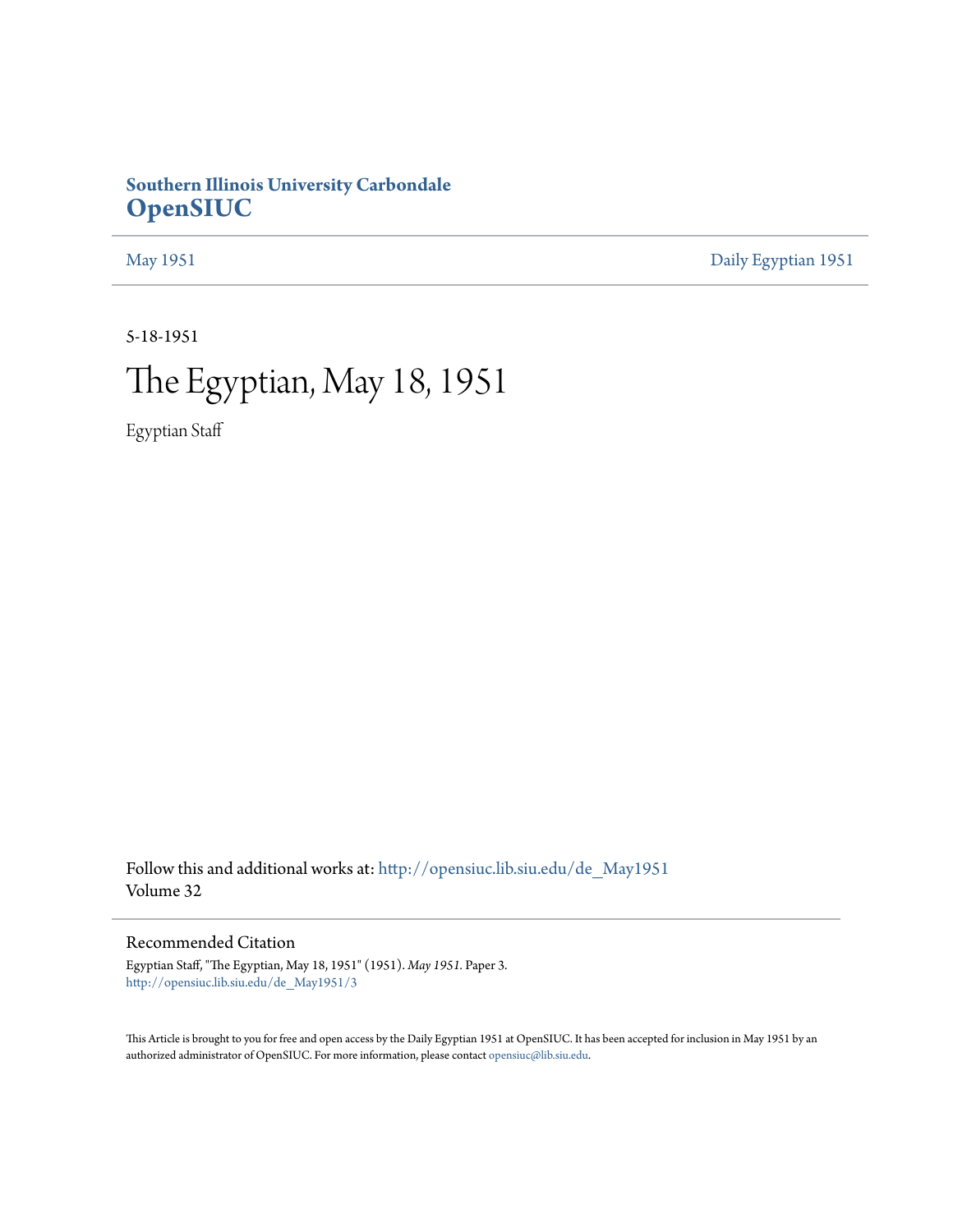**Southern Illinois University Carbondale**
# OpenSIUC

May 1951 | Daily Egyptian 1951

5-18-1951

# The Egyptian, May 18, 1951

Egyptian Staff

Follow this and additional works at: http://opensiuc.lib.siu.edu/de_May1951
Volume 32

## Recommended Citation

Egyptian Staff, "The Egyptian, May 18, 1951" (1951). *May 1951*. Paper 3.
http://opensiuc.lib.siu.edu/de_May1951/3

This Article is brought to you for free and open access by the Daily Egyptian 1951 at OpenSIUC. It has been accepted for inclusion in May 1951 by an authorized administrator of OpenSIUC. For more information, please contact opensiuc@lib.siu.edu.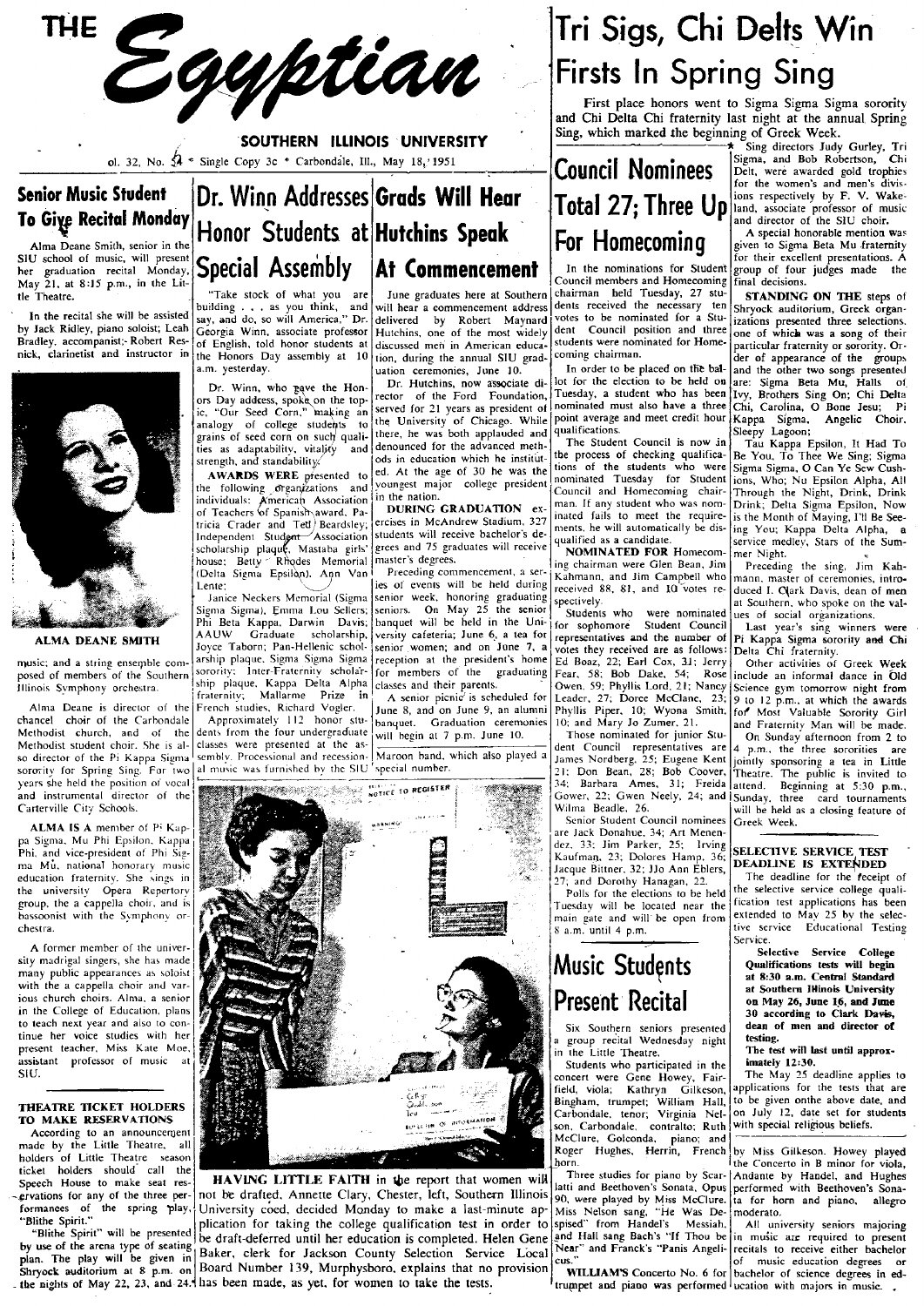# THE Egyptian

SOUTHERN ILLINOIS UNIVERSITY

Vol. 32, No. 54 * Single Copy 3c * Carbondale, Ill., May 18, 1951

## Senior Music Student To Give Recital Monday

Alma Deane Smith, senior in the SIU school of music, will present her graduation recital Monday, May 21, at 8:15 p.m., in the Little Theatre.

In the recital she will be assisted by Jack Ridley, piano soloist; Leah Bradley, accompanist; Robert Resnick, clarinetist and instructor in music; and a string ensemble composed of members of the Southern Illinois Symphony orchestra.

ALMA DEANE SMITH

Alma Deane is director of the chancel choir of the Carbondale Methodist church, and of the Methodist student choir. She is also director of the Pi Kappa Sigma sorority for Spring Sing. For two years she held the position of vocal and instrumental director of the Carterville City Schools.

**ALMA IS A** member of Pi Kappa Sigma, Mu Phi Epsilon, Kappa Phi, and vice-president of Phi Sigma Mu, national honorary music education fraternity. She sings in the university Opera Repertory group, the cappella choir, and is bassoonist with the Symphony orchestra.

A former member of the university madrigal singers, she has made many public appearances as soloist with the a cappella choir and various church choirs. Alma, a senior in the College of Education, plans to teach next year and also to continue her voice studies with her present teacher, Miss Kate Moe, assistant professor of music at SIU.

### THEATRE TICKET HOLDERS TO MAKE RESERVATIONS

According to an announcement made by the Little Theatre, all holders of Little Theatre season ticket holders should call the Speech House to make seat reservations for any of the three performances of the spring play, "Blithe Spirit."

"Blithe Spirit" will be presented by use of the arena type of seating plan. The play will be given in Shryock auditorium at 8 p.m. on the nights of May 22, 23, and 24.

## Dr. Winn Addresses Honor Students at Special Assembly

"Take stock of what you are building . . . as you think, and say, and do, so will America," Dr. Georgia Winn, associate professor of English, told honor students at the Honors Day assembly at 10 a.m. yesterday.

Dr. Winn, who gave the Honors Day address, spoke on the topic, "Our Seed Corn," making an analogy of college students to grains of seed corn on such qualities as adaptability, vitality and strength, and standability.

**AWARDS WERE** presented to the following organizations and individuals: American Association of Teachers of Spanish award, Patricia Crader and Ted Beardsley; Independent Student Association scholarship plaque, Mastaba girls' house; Betty Rhodes Memorial (Delta Sigma Epsilon), Ann Van Lente;

Janice Neckers Memorial (Sigma Sigma Sigma), Emma Lou Sellers; Phi Beta Kappa, Darwin Davis; AAUW Graduate scholarship, Joyce Taborn; Pan-Hellenic scholarship plaque, Sigma Sigma Sigma sorority; Inter-Fraternity scholarship plaque, Kappa Delta Alpha fraternity; Mallarme Prize in French studies, Richard Vogler.

Approximately 112 honor students from the four undergraduate classes were presented at the assembly. Processional and recessional music was furnished by the SIU Maroon band, which also played a special number.

## Grads Will Hear Hutchins Speak At Commencement

June graduates here at Southern will hear a commencement address delivered by Robert Maynard Hutchins, one of the most widely discussed men in American education, during the annual SIU graduation ceremonies, June 10.

Dr. Hutchins, now associate director of the Ford Foundation, served for 21 years as president of the University of Chicago. While there, he was both applauded and denounced for the advanced methods in education which he instituted. At the age of 30 he was the youngest major college president in the nation.

**DURING GRADUATION** exercises in McAndrew Stadium, 327 students will receive bachelor's degrees and 75 graduates will receive master's degrees.

Preceding commencement, a series of events will be held during senior week, honoring graduating seniors. On May 25 the senior banquet will be held in the University cafeteria; June 6, a tea for senior women; and on June 7, a reception at the president's home for members of the graduating classes and their parents.

A senior picnic is scheduled for June 8, and on June 9, an alumni banquet. Graduation ceremonies will begin at 7 p.m. June 10.

**HAVING LITTLE FAITH** in the report that women will not be drafted, Annette Clary, Chester, left, Southern Illinois University coed, decided Monday to make a last-minute application for taking the college qualification test in order to be draft-deferred until her education is completed. Helen Gene Baker, clerk for Jackson County Selection Service Local Board Number 139, Murphysboro, explains that no provision has been made, as yet, for women to take the tests.

## Council Nominees Total 27; Three Up For Homecoming

In the nominations for Student Council members and Homecoming chairman held Tuesday, 27 students received the necessary ten votes to be nominated for a Student Council position and three students were nominated for Homecoming chairman.

In order to be placed on the ballot for the election to be held on Tuesday, a student who has been nominated must also have a three point average and meet credit hour qualifications.

The Student Council is now in the process of checking qualifications of the students who were nominated Tuesday for Student Council and Homecoming chairman. If any student who was nominated fails to meet the requirements, he will automatically be disqualified as a candidate.

**NOMINATED FOR** Homecoming chairman were Glen Bean, Jim Kahmann, and Jim Campbell who received 88, 81, and 10 votes respectively.

Students who were nominated for sophomore Student Council representatives and the number of votes they received are as follows: Ed Boaz, 22; Earl Cox, 31; Jerry Fear, 58; Bob Dake, 54; Rose Owen, 59; Phyllis Lord, 21; Nancy Leader, 27; Dorce McClane, 23; Phyllis Piper, 10; Wyona Smith, 10; and Mary Jo Zumer, 21.

Those nominated for junior Student Council representatives are James Nordberg, 25; Eugene Kent 21; Don Bean, 28; Bob Coover, 34; Barbara Ames, 31; Freida Gower, 22; Gwen Neely, 24; and Wilma Beadle, 26.

Senior Student Council nominees are Jack Donahue, 34; Art Menendez, 33; Jim Parker, 25; Irving Kaufman, 23; Dolores Hamp, 36; Jacque Bittner, 32; Jo Ann Eblers, 27; and Dorothy Hanagan, 22.

Polls for the elections to be held Tuesday will be located near the main gate and will be open from 8 a.m. until 4 p.m.

## Music Students Present Recital

Six Southern seniors presented a group recital Wednesday night in the Little Theatre.

Students who participated in the concert were Gene Howey, Fairfield, viola; Kathryn Gilkeson, Bingham, trumpet; William Hall, Carbondale, tenor; Virginia Nelson, Carbondale, contralto; Ruth McClure, Golconda, piano; and Roger Hughes, Herrin, French horn.

Three studies for piano by Scarlatti and Beethoven's Sonata, Opus 90, were played by Miss McClure. Miss Nelson sang, "He Was Despised" from Handel's Messiah, and Hall sang Bach's "If Thou be Near" and Franck's "Panis Angelicus."

**WILLIAM'S** Concerto No. 6 for trumpet and piano was performed by Miss Gilkeson. Howey played the Concerto in B minor for viola, Andante by Handel, and Hughes performed with Beethoven's Sonata for horn and piano, allegro moderato.

All university seniors majoring in music are required to present recitals to receive either bachelor of music education degrees or bachelor of science degrees in education with majors in music.

# Tri Sigs, Chi Delts Win Firsts In Spring Sing

First place honors went to Sigma Sigma Sigma sorority and Chi Delta Chi fraternity last night at the annual Spring Sing, which marked the beginning of Greek Week.

Sing directors Judy Gurley, Tri Sigma, and Bob Robertson, Chi Delt, were awarded gold trophies for the women's and men's divisions respectively by F. V. Wakeland, associate professor of music and director of the SIU choir.

A special honorable mention was given to Sigma Beta Mu fraternity for their excellent presentations. A group of four judges made the final decisions.

**STANDING ON THE** steps of Shryock auditorium, Greek organizations presented three selections, one of which was a song of their particular fraternity or sorority. Order of appearance of the groups and the other two songs presented are: Sigma Beta Mu, Halls of Ivy, Brothers Sing On; Chi Delta Chi, Carolina, O Bone Jesu; Pi Kappa Sigma, Angelic Choir, Sleepy Lagoon;

Tau Kappa Epsilon, It Had To Be You, To Thee We Sing; Sigma Sigma Sigma, O Can Ye Sew Cushions, Who; Nu Epsilon Alpha, All Through the Night, Drink, Drink Drink; Delta Sigma Epsilon, Now is the Month of Maying, I'll Be Seeing You; Kappa Delta Alpha, a service medley, Stars of the Summer Night.

Preceding the sing, Jim Kahmann, master of ceremonies, introduced I. Clark Davis, dean of men at Southern, who spoke on the values of social organizations.

Last year's sing winners were Pi Kappa Sigma sorority and Chi Delta Chi fraternity.

Other activities of Greek Week include an informal dance in Old Science gym tomorrow night from 9 to 12 p.m., at which the awards for Most Valuable Sorority Girl and Fraternity Man will be made.

On Sunday afternoon from 2 to 4 p.m., the three sororities are jointly sponsoring a tea in Little Theatre. The public is invited to attend. Beginning at 5:30 p.m., Sunday, three card tournaments will be held as a closing feature of Greek Week.

### SELECTIVE SERVICE TEST DEADLINE IS EXTENDED

The deadline for the receipt of the selective service college qualification test applications has been extended to May 25 by the selective service Educational Testing Service.

**Selective Service College Qualifications tests will begin at 8:30 a.m. Central Standard at Southern Illinois University on May 26, June 16, and June 30 according to Clark Davis, dean of men and director of testing.**

**The test will last until approximately 12:30.**

The May 25 deadline applies to applications for the tests that are to be given on the above date, and on July 12, date set for students with special religious beliefs.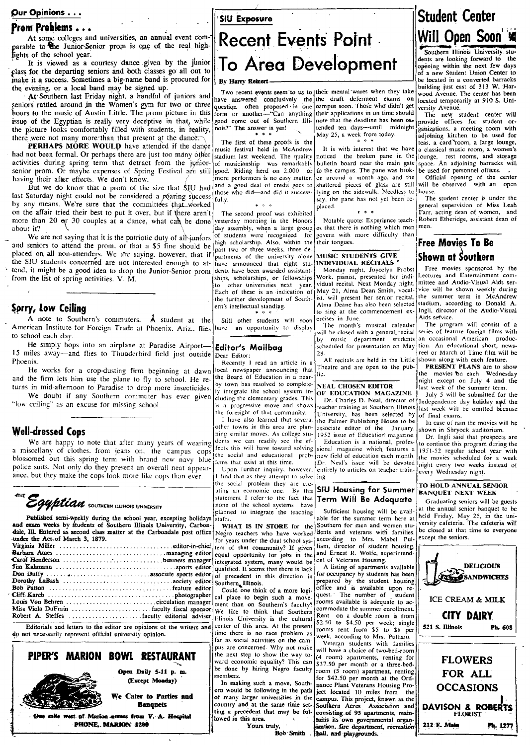## Our Opinions . . .

### Prom Problems . . .

At some colleges and universities, an annual event comparable to the Junior-Senior prom is one of the real highlights of the school year.

It is viewed as a courtesy dance given by the junior class for the departing seniors and both classes go all out to make it a success. Sometimes a big-name band is procured for the evening, or a local band may be signed up.

At Southern last Friday night, a handful of juniors and seniors rattled around in the Women's gym for two or three hours to the music of Austin Little. The prom picture in this issue of the Egyptian is really very deceptive in that, while the picture looks comfortably filled with students, in reality, there were not many more than that present at the dance.

**PERHAPS MORE WOULD** have attended if the dance had not been formal. Or perhaps there are just too many other activities during spring term that detract from the junior-senior prom. Or maybe expenses of Spring Festival are still having their after effects. We don't know.

But we do know that a prom of the size that SIU had last Saturday night could not be considered a roaring success by any means. We're sure that the committees that worked on the affair tried their best to put it over, but if there aren't more than 20 or 30 couples at a dance, what can be done about it?

We are not saying that it is the patriotic duty of all juniors and seniors to attend the prom, or that a $5 fine should be placed on all non-attenders. We are saying, however, that if the SIU students concerned are not interested enough to attend, it might be a good idea to drop the Junior-Senior prom from the list of spring activities. V. M.

### Sorry, Low Ceiling

A note to Southern's commuters. A student at the American Institute for Foreign Trade at Phoenix, Ariz., flies to school each day.

He simply hops into an airplane at Paradise Airport—15 miles away—and flies to Thunderbird field just outside Phoenix.

He works for a crop-dusting firm beginning at dawn and the firm lets him use the plane to fly to school. He returns in mid-afternoon to Paradise to drop more insecticides.

We doubt if any Southern commuter has ever given "low ceiling" as an excuse for missing school.

### Well-dressed Cops

We are happy to note that after many years of wearing a miscellany of clothes, from jeans on, the campus cops blossomed out this spring term with brand new navy blue police suits. Not only do they present an overall neat appearance, but they make the cops look more like cops than ever.

**THE Egyptian** SOUTHERN ILLINOIS UNIVERSITY

Published semi-weekly during the school year, excepting holidays and exam weeks by students of Southern Illinois University, Carbondale, Ill. Entered as second class matter at the Carbondale post office under the Act of March 3, 1879.

Virginia Miller .......... editor-in-chief
Barbara Ames .......... managing editor
Carol Henderson .......... business manager
Jim Kahmann .......... sports editor
Don Duffy .......... associate sports editor
Dorothy LaBash .......... society editor
Bob Patton .......... feature editor
Cliff Karch .......... photographer
Louis Von Behren .......... circulation manager
Miss Viola DuFrain .......... faculty fiscal sponsor
Robert A. Steffes .......... faculty editorial adviser

Editorials and letters to the editor are opinions of the writers and do not necessarily represent official university opinion.

**PIPER'S MARION BOWL RESTAURANT**

Open Daily 5-11 p. m. (Except Monday)

We Cater to Parties and Banquets

One mile west of Marion across from V. A. Hospital

PHONE, MARION 1200

---

SIU Exposure

# Recent Events Point To Area Development

**By Harry Reinert**

Two recent events seem to us to have answered conclusively the question often proposed in one form or another—"Can anything good come out of Southern Illinois?" The answer is yes!

\* \* \*

The first of these proofs is the music festival held in McAndrew stadium last weekend. The quality of musicianship was remarkably good. Riding herd on 2,000 or more performers is no easy matter, and a good deal of credit goes to those who did—and did it successfully.

\* \* \*

The second proof was exhibited yesterday morning in the Honors day assembly, when a large group of students were recognized for high scholarship. Also, within the past two or three weeks, three departments of the university alone have announced that eight students have been awarded assistantships, scholarships, or fellowships to other universities next year. Each of these is an indication of the further development of Southern's intellectual standing.

\* \* \*

Still other students will soon have an opportunity to display their mental wares when they take the draft deferment exams on campus soon. Those who didn't get their applications in on time should note that the deadline has been extended ten days—until midnight May 25, a week from today.

\* \* \*

It is with interest that we have noticed the broken pane in the bulletin board near the main gate to the campus. The pane was broken around a month ago, and the shattered pieces of glass are still lying on the sidewalk. Needless to say, the pane has not yet been replaced.

\* \* \*

Notable quote: Experience teaches that there is nothing which men govern with more difficulty than their tongues.

### MUSIC STUDENTS GIVE INDIVIDUAL RECITALS

Monday night, Joycelyn Probst Work, pianist, presented her individual recital. Next Monday night, May 21, Alma Dean Smith, vocalist, will present her senior recital. Alma Deane has also been selected to sing at the commencement exercises in June.

The month's musical calendar will be closed with a general recital by music department students scheduled for presentation on May 28.

All recitals are held in the Little Theatre and are open to the public.

### NEAL CHOSEN EDITOR OF EDUCATION MAGAZINE

Dr. Charles D. Neal, director of teacher training at Southern Illinois University, has been selected by the Palmer Publishing House to be associate editor of the January, 1952 issue of Education magazine.

Education is a national, professional magazine which features a new field of education each month. Dr. Neal's issue will be devoted entirely to articles on teacher training.

### Editor's Mailbag

Dear Editor:

Recently I read an article in a local newspaper announcing that the Board of Education in a nearby town has resolved to completely integrate the school system including the elementary grades. This is a progressive move and shows the foresight of that community.

I have also learned that several other towns in this area are planning similar moves. As college students we can readily see the effects this will have toward solving the social and educational problems that exist at this time.

Upon further inquiry, however, I find that as they attempt to solve the social problem they are creating an economic one. By this statement I refer to the fact that none of the school systems have planned to integrate the teaching staffs.

**WHAT IS IN STORE** for the Negro teachers who have worked for years under the dual school system of that community? If given equal opportunity for jobs in the integrated system, many would be qualified. It seems that there is lack of precedent in this direction in Southern Illinois.

Could one think of a more logical place to begin such a movement than on Southern's faculty? We like to think that Southern Illinois University is the cultural center of this area. At the present time there is no race problem as far as social activities on the campus are concerned. Why not make the next step to show the way toward economic equality? This can be done by hiring Negro faculty members.

In making such a move, Southern would be following in the path of many larger universities in the country and at the same time setting a precedent that may be followed in this area.

Yours truly,
Bob Smith

### SIU Housing for Summer Term Will Be Adequate

Sufficient housing will be available for the summer term here at Southern for men and women students and veterans with families, according to Mrs. Mabel Pulliam, director of student housing, and Ernest R. Wolfe, superintendent of Veterans Housing.

A listing of apartments available for occupancy by students has been prepared by the student housing office and is available upon request. The number of student rooms available is adequate to accommodate the summer enrollment. Rent on a double room is from $2.50 to $4.50 per week; single rooms rent from $5 to $8 per week, according to Mrs. Pulliam.

Veteran students with families will have a choice of two-bed-room (4 room) apartments, renting for $37.50 per month or a three-bed-room (5 room) apartment, renting for $42.50 per month at the Ordnance Plant Veterans Housing Project located 10 miles from the campus. This project, known as the Southern Acres Association and consisting of 95 apartments, maintains its own governmental organization, fire department, recreation hall, and playgrounds.

---

# Student Center Will Open Soon

Southern Illinois University students are looking forward to the opening within the next few days of a new Student Union Center to be located in a converted barracks building just east of 313 W. Harwood Avenue. The center has been located temporarily at 910 S. University Avenue.

The new student center will provide offices for student organizations, a meeting room with adjoining kitchen to be used for teas, a card room, a large lounge, a classical music room, a women's lounge, rest rooms, and storage space. An adjoining barracks will be used for personnel offices.

Official opening of the center will be observed with an open house.

The student center is under the general supervision of Miss Leah Farr, acting dean of women, and Robert Etheridge, assistant dean of men.

## Free Movies To Be Shown at Southern

Free movies sponsored by the Lectures and Entertainment committee and Audio-Visual Aids service will be shown weekly during the summer term in McAndrew stadium, according to Donald A. Ingli, director of the Audio-Visual Aids service.

The program will consist of a series of feature foreign films with an occasional American production. An educational short, newsreel or March of Time film will be shown along with each feature.

**PRESENT PLANS** are to show the movies on each Wednesday night except on July 4 and the last week of the summer term.

July 5 will be submitted for the Independence day holiday and the last week will be omitted because of final exams.

In case of rain the movies will be shown in Shryock auditorium.

Dr. Ingli said that prospects are to continue this program during the 1951-52 regular school year with the movies scheduled for a week night every two weeks instead of every Wednesday night.

### TO HOLD ANNUAL SENIOR BANQUET NEXT WEEK

Graduating seniors will be guests at the annual senior banquet to be held Friday, May 25, in the university cafeteria. The cafeteria will be closed at that time to everyone except the seniors.

DELICIOUS SANDWICHES

ICE CREAM & MILK

**CITY DAIRY**

521 S. Illinois Ph. 608

**FLOWERS FOR ALL OCCASIONS**

**DAVISON & ROBERTS** FLORIST

212 E. Main Ph. 1277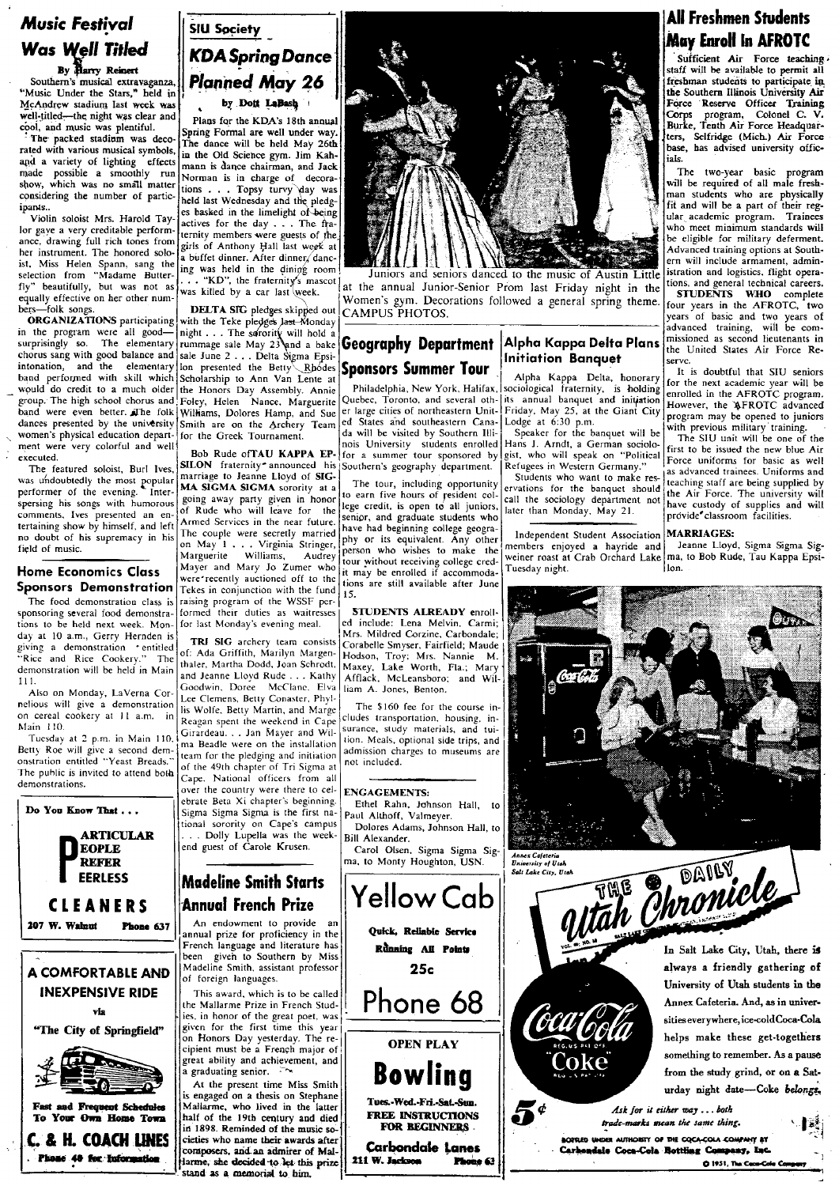## Music Festival Was Well Titled

By Harry Reinert

Southern's musical extravaganza, "Music Under the Stars," held in McAndrew stadium last week was well-titled—the night was clear and cool, and music was plentiful.

The packed stadium was decorated with various musical symbols, and a variety of lighting effects made possible a smoothly run show, which was no small matter considering the number of participants.

Violin soloist Mrs. Harold Taylor gave a very creditable performance, drawing full rich tones from her instrument. The honored soloist, Miss Helen Spann, sang the selection from "Madame Butterfly" beautifully, but was not as equally effective on her other numbers—folk songs.

**ORGANIZATIONS** participating in the program were all good—surprisingly so. The elementary chorus sang with good balance and intonation, and the elementary band performed with skill which would do credit to a much older group. The high school chorus and band were even better. At the folk dances presented by the university women's physical education department were very colorful and well executed.

The featured soloist, Burl Ives, was undoubtedly the most popular performer of the evening. Interspersing his songs with humorous comments, Ives presented an entertaining show by himself, and left no doubt of his supremacy in his field of music.

## Home Economics Class Sponsors Demonstration

The food demonstration class is sponsoring several food demonstrations to be held next week. Monday at 10 a.m., Gerry Hernden is giving a demonstration entitled "Rice and Rice Cookery." The demonstration will be held in Main 111.

Also on Monday, LaVerna Cornelious will give a demonstration on cereal cookery at 11 a.m. in Main 110.

Tuesday at 2 p.m. in Main 110, Betty Roe will give a second demonstration entitled "Yeast Breads." The public is invited to attend both demonstrations.

---

Do You Know That . . .

**P**ARTICULAR **EOPLE** **REFER** **EERLESS**

**CLEANERS**

207 W. Walnut Phone 637

---

**A COMFORTABLE AND INEXPENSIVE RIDE**

via

"The City of Springfield"

Fast and Frequent Schedules To Your Own Home Town

**C. & H. COACH LINES**

Phone 40 for Information

---

## SIU Society

## KDA Spring Dance Planned May 26

by Dott LaBash

Plans for the KDA's 18th annual Spring Formal are well under way. The dance will be held May 26th in the Old Science gym. Jim Kahmann is dance chairman, and Jack Norman is in charge of decorations . . . Topsy turvy day was held last Wednesday and the pledges basked in the limelight of being actives for the day . . . The fraternity members were guests of the girls of Anthony Hall last week at a buffet dinner. After dinner, dancing was held in the dining room . . . "KD", the fraternity's mascot was killed by a car last week.

**DELTA SIG** pledges skipped out with the Teke pledges last Monday night . . . The sorority will hold a rummage sale May 23 and a bake sale June 2 . . . Delta Sigma Epsilon presented the Betty Rhodes Scholarship to Ann Van Lente at the Honors Day Assembly. Annie Foley, Helen Nance, Marguerite Williams, Dolores Hamp, and Sue Smith are on the Archery Team for the Greek Tournament.

Bob Rude of **TAU KAPPA EPSILON** fraternity announced his marriage to Jeanne Lloyd of **SIGMA SIGMA SIGMA** sorority at a going away party given in honor of Rude who will leave for the Armed Services in the near future. The couple were secretly married on May 1 . . . Virginia Stringer, Marguerite Williams, Audrey Mayer and Mary Jo Zumer who were recently auctioned off to the Tekes in conjunction with the fund raising program of the WSSF performed their duties as waitresses for last Monday's evening meal.

**TRI SIG** archery team consists of: Ada Griffith, Marilyn Margenthaler, Martha Dodd, Joan Schrodt, and Jeanne Lloyd Rude . . . Kathy Goodwin, Doree McClane, Eva Lee Clemens, Betty Conaster, Phyllis Wolfe, Betty Martin, and Marge Reagan spent the weekend in Cape Girardeau . . . Jan Mayer and Wilma Beadle were on the installation team for the pledging and initiation of the 49th chapter of Tri Sigma at Cape. National officers from all over the country were there to celebrate Beta Xi chapter's beginning. Sigma Sigma Sigma is the first national sorority on Cape's campus . . . Dolly Lupella was the weekend guest of Carole Krusen.

## Madeline Smith Starts Annual French Prize

An endowment to provide an annual prize for proficiency in the French language and literature has been given to Southern by Miss Madeline Smith, assistant professor of foreign languages.

This award, which is to be called the Mallarme Prize in French Studies, in honor of the great poet, was given for the first time this year on Honors Day yesterday. The recipient must be a French major of great ability and achievement, and a graduating senior.

At the present time Miss Smith is engaged on a thesis on Stephane Mallarme, who lived in the latter half of the 19th century and died in 1898. Reminded of the music societies who name their awards after composers, and an admirer of Mallarme, she decided to let this prize stand as a memorial to him.

---

Juniors and seniors danced to the music of Austin Little at the annual Junior-Senior Prom last Friday night in the Women's gym. Decorations followed a general spring theme. CAMPUS PHOTOS.

## Geography Department Sponsors Summer Tour

Philadelphia, New York, Halifax, Quebec, Toronto, and several other large cities of northeastern United States and southeastern Canada will be visited by Southern Illinois University students enrolled for a summer tour sponsored by Southern's geography department.

The tour, including opportunity to earn five hours of resident college credit, is open to all juniors, senior, and graduate students who have had beginning college geography or its equivalent. Any other person who wishes to make the tour without receiving college credit may be enrolled if accommodations are still available after June 15.

**STUDENTS ALREADY** enrolled include: Lena Melvin, Carmi; Mrs. Mildred Corzine, Carbondale; Corabelle Smyser, Fairfield; Maude Hodson, Troy; Mrs. Nannie M. Maxey, Lake Worth, Fla.; Mary Afflack, McLeansboro; and William A. Jones, Benton.

The $160 fee for the course includes transportation, housing, insurance, study materials, and tuition. Meals, optional side trips, and admission charges to museums are not included.

**ENGAGEMENTS:**

Ethel Rahn, Johnson Hall, to Paul Althoff, Valmeyer.

Dolores Adams, Johnson Hall, to Bill Alexander.

Carol Olsen, Sigma Sigma Sigma, to Monty Houghton, USN.

---

**Yellow Cab**

Quick, Reliable Service

Running All Points

25c

**Phone 68**

---

**OPEN PLAY**

**Bowling**

Tues.-Wed.-Fri.-Sat.-Sun.

FREE INSTRUCTIONS FOR BEGINNERS

**Carbondale Lanes**

211 W. Jackson Phone 63

---

## Alpha Kappa Delta Plans Initiation Banquet

Alpha Kappa Delta, honorary sociological fraternity, is holding its annual banquet and initiation Friday, May 25, at the Giant City Lodge at 6:30 p.m.

Speaker for the banquet will be Hans J. Arndt, a German sociologist, who will speak on "Political Refugees in Western Germany."

Students who want to make reservations for the banquet should call the sociology department not later than Monday, May 21.

Independent Student Association members enjoyed a hayride and weiner roast at Crab Orchard Lake Tuesday night.

## All Freshmen Students May Enroll in AFROTC

Sufficient Air Force teaching staff will be available to permit all freshman students to participate in the Southern Illinois University Air Force Reserve Officer Training Corps program, Colonel C. V. Burke, Tenth Air Force Headquarters, Selfridge (Mich.) Air Force base, has advised university officials.

The two-year basic program will be required of all male freshman students who are physically fit and will be a part of their regular academic program. Trainees who meet minimum standards will be eligible for military deferment. Advanced training options at Southern will include armament, administration and logistics, flight operations, and general technical careers.

**STUDENTS WHO** complete four years in the AFROTC, two years of basic and two years of advanced training, will be commissioned as second lieutenants in the United States Air Force Reserve.

It is doubtful that SIU seniors for the next academic year will be enrolled in the AFROTC program. However, the AFROTC advanced program may be opened to juniors with previous military training.

The SIU unit will be one of the first to be issued the new blue Air Force uniforms for basic as well as advanced trainees. Uniforms and teaching staff are being supplied by the Air Force. The university will have custody of supplies and will provide classroom facilities.

**MARRIAGES:**

Jeanne Lloyd, Sigma Sigma Sigma, to Bob Rude, Tau Kappa Epsilon.

---

Annex Cafeteria
University of Utah
Salt Lake City, Utah

THE DAILY Utah Chronicle

In Salt Lake City, Utah, there is always a friendly gathering of University of Utah students in the Annex Cafeteria. And, as in universities everywhere, ice-cold Coca-Cola helps make these get-togethers something to remember. As a pause from the study grind, or on a Saturday night date—Coke *belongs*.

5¢

*Ask for it either way . . . both trade-marks mean the same thing.*

BOTTLED UNDER AUTHORITY OF THE COCA-COLA COMPANY BY
Carbondale Coca-Cola Bottling Company, Inc.

© 1951, The Coca-Cola Company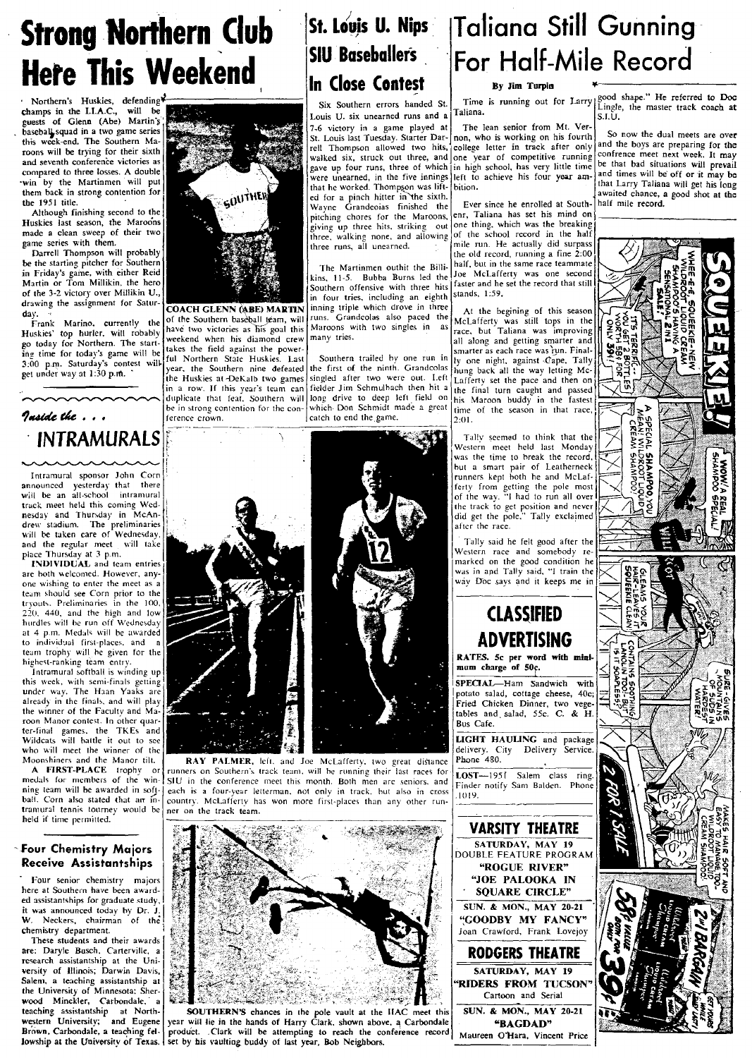# Strong Northern Club Here This Weekend

Northern's Huskies, defending champs in the I.I.A.C., will be guests of Glenn (Abe) Martin's baseball squad in a two game series this week-end. The Southern Maroons will be trying for their sixth and seventh conference victories as compared to three losses. A double win by the Martinmen will put them back in strong contention for the 1951 title.

Although finishing second to the Huskies last season, the Maroons made a clean sweep of their two game series with them.

Darrell Thompson will probably be the starting pitcher for Southern in Friday's game, with either Reid Martin or Tom Millikin, the hero of the 3-2 victory over Millikin U., drawing the assignment for Saturday.

Frank Marino, currently the Huskies' top hurler, will robably go today for Northern. The starting time for today's game will be 3:00 p.m. Saturday's contest will get under way at 1:30 p.m.

**COACH GLENN (ABE) MARTIN** of the Southern baseball team, will have two victories as his goal this weekend when his diamond crew takes the field against the powerful Northern State Huskies. Last year, the Southern nine defeated the Huskies at DeKalb two games in a row. If this year's team can duplicate that feat, Southern will be in strong contention for the conference crown.

## *Inside the . . .* INTRAMURALS

Intramural sponsor John Corn announced yesterday that there will be an all-school intramural track meet held this coming Wednesday and Thursday in McAndrew stadium. The preliminaries will be taken care of Wednesday, and the regular meet will take place Thursday at 3 p.m.

**INDIVIDUAL** and team entries are both welcomed. However, anyone wishing to enter the meet as a team should see Corn prior to the tryouts. Preliminaries in the 100, 220, 440, and the high and low hurdles will be run off Wednesday at 4 p.m. Medals will be awarded to individual first-places, and a team trophy will be given for the highest-ranking team entry.

Intramural softball is winding up this week, with semi-finals getting under way. The Haan Yaaks are already in the finals, and will play the winner of the Faculty and Maroon Manor contest. In other quarter-final games, the TKEs and Wildcats will battle it out to see who will meet the winner of the Moonshiners and the Manor tilt.

**A FIRST-PLACE** trophy or medals for members of the winning team will be awarded in softball. Corn also stated that an intramural tennis tourney would be held if time permitted.

## Four Chemistry Majors Receive Assistantships

Four senior chemistry majors here at Southern have been awarded assistantships for graduate study, it was announced today by Dr. J. W. Neckers, chairman of the chemistry department.

These students and their awards are: Daryle Busch, Carterville, a research assistantship at the University of Illinois; Darwin Davis, Salem, a teaching assistantship at the University of Minnesota; Sherwood Minckler, Carbondale, a teaching assistantship at Northwestern University; and Eugene Brown, Carbondale, a teaching fellowship at the University of Texas.

# St. Louis U. Nips SIU Baseballers In Close Contest

Six Southern errors handed St. Louis U. six unearned runs and a 7-6 victory in a game played at St. Louis last Tuesday. Starter Darrell Thompson allowed two hits, walked six, struck out three, and gave up four runs, three of which were unearned, in the five innings that he worked. Thompson was lifted for a pinch hitter in the sixth. Wayne Grandeoias finished the pitching chores for the Maroons, giving up three hits, striking out three, walking none, and allowing three runs, all unearned.

The Martinmen outhit the Billikins, 11-5. Bubba Burns led the Southern offensive with three hits in four tries, including an eighth inning triple which drove in three runs. Grandeolas also paced the Maroons with two singles in as many tries.

Southern trailed by one run in the first of the ninth. Grandcolas singled after two were out. Left fielder Jim Schmulbach then hit a long drive to deep left field on which Don Schmidt made a great catch to end the game.

**RAY PALMER**, left, and Joe McLafferty, two great distance runners on Southern's track team, will be running their last races for SIU in the conference meet this month. Both men are seniors, and each is a four-year letterman, not only in track, but also in cross country. McLafferty has won more first-places than any other runner on the track team.

**SOUTHERN'S** chances in the pole vault at the IIAC meet this year will lie in the hands of Harry Clark, shown above, a Carbondale product. Clark will be attempting to reach the conference record set by his vaulting buddy of last year, Bob Neighbors.

# Taliana Still Gunning For Half-Mile Record

By Jim Turpin

Time is running out for Larry Taliana.

The lean senior from Mt. Vernon, who is working on his fourth college letter in track after only one year of competitive running in high school, has very little time left to achieve his four year ambition.

Ever since he enrolled at Southern, Taliana has set his mind on one thing, which was the breaking of the school record in the half mile run. He actually did surpass the old record, running a fine 2:00 half, but in the same race teammate Joe McLafferty was one second faster and he set the record that still stands, 1:59.

At the begining of this season McLafferty was still tops in the race, but Taliana was improving all along and getting smarter and smarter as each race was run. Finally one night, against Cape, Tally hung back all the way letting McLafferty set the pace and then on the final turn caught and passed his Maroon buddy in the fastest time of the season in that race, 2:01.

Tally seemed to think that the Western meet held last Monday was the time to break the record, but a smart pair of Leatherneck runners kept both he and McLafferty from getting the pole most of the way. "I had to run all over the track to get position and never did get the pole," Tally exclaimed after the race.

Tally said he felt good after the Western race and somebody remarked on the good condition he was in and Tally said, "I train the way Doc says and it keeps me in good shape." He referred to Doc Lingle, the master track coach at S.I.U.

So now the dual meets are over and the boys are preparing for the confrence meet next week. It may be that bad situations will prevail and times will be off or it may be that Larry Taliana will get his long awaited chance, a good shot at the half mile record.

# CLASSIFIED ADVERTISING

**RATES.** 5c per word with minimum charge of 50c.

**SPECIAL**—Ham Sandwich with potato salad, cottage cheese, 40c; Fried Chicken Dinner, two vegetables and salad, 55c. C. & H. Bus Cafe.

**LIGHT HAULING** and package delivery. City Delivery Service. Phone 480.

**LOST**—1951 Salem class ring. Finder notify Sam Balden. Phone 1019.

## VARSITY THEATRE

SATURDAY, MAY 19
DOUBLE FEATURE PROGRAM
"ROGUE RIVER"
"JOE PALOOKA IN SQUARE CIRCLE"

SUN. & MON., MAY 20-21
"GOODBY MY FANCY"
Joan Crawford, Frank Lovejoy

## RODGERS THEATRE

SATURDAY, MAY 19
"RIDERS FROM TUCSON"
Cartoon and Serial

SUN. & MON., MAY 20-21
"BAGDAD"
Maureen O'Hara, Vincent Price